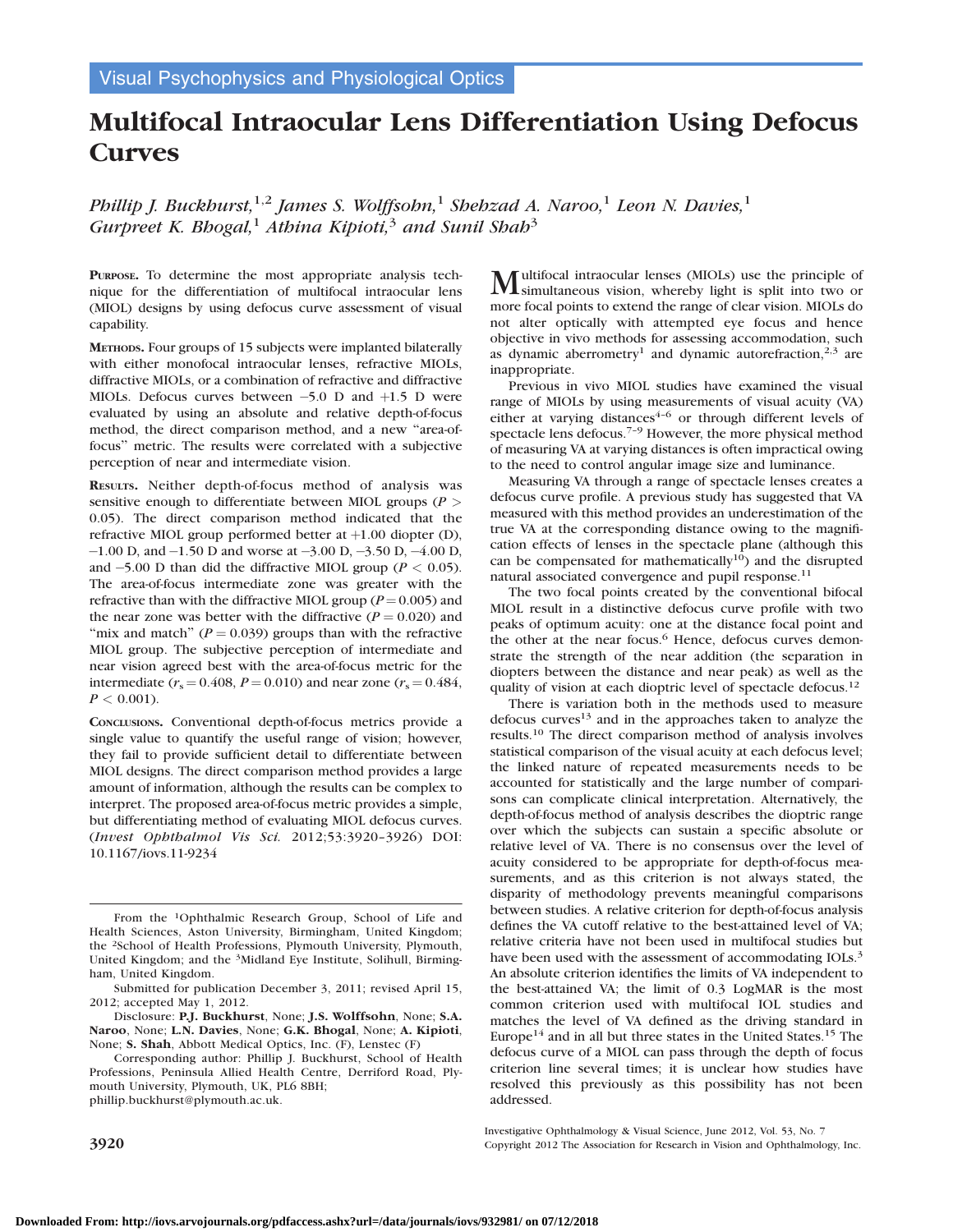Visual Psychophysics and Physiological Optics

# Multifocal Intraocular Lens Differentiation Using Defocus Curves

*Phillip J. Buckhurst,[1,2] James S. Wolffsohn,[1] Shehzad A. Naroo,[1] Leon N. Davies,[1] Gurpreet K. Bhogal,[1] Athina Kipioti,[3] and Sunil Shah[3]*

**Purpose.** To determine the most appropriate analysis technique for the differentiation of multifocal intraocular lens (MIOL) designs by using defocus curve assessment of visual capability.

**Methods.** Four groups of 15 subjects were implanted bilaterally with either monofocal intraocular lenses, refractive MIOLs, diffractive MIOLs, or a combination of refractive and diffractive MIOLs. Defocus curves between −5.0 D and +1.5 D were evaluated by using an absolute and relative depth-of-focus method, the direct comparison method, and a new "area-of-focus" metric. The results were correlated with a subjective perception of near and intermediate vision.

**Results.** Neither depth-of-focus method of analysis was sensitive enough to differentiate between MIOL groups ($P > 0.05$). The direct comparison method indicated that the refractive MIOL group performed better at +1.00 diopter (D), −1.00 D, and −1.50 D and worse at −3.00 D, −3.50 D, −4.00 D, and −5.00 D than did the diffractive MIOL group ($P < 0.05$). The area-of-focus intermediate zone was greater with the refractive than with the diffractive MIOL group ($P = 0.005$) and the near zone was better with the diffractive ($P = 0.020$) and "mix and match" ($P = 0.039$) groups than with the refractive MIOL group. The subjective perception of intermediate and near vision agreed best with the area-of-focus metric for the intermediate ($r_s = 0.408$, $P = 0.010$) and near zone ($r_s = 0.484$, $P < 0.001$).

**Conclusions.** Conventional depth-of-focus metrics provide a single value to quantify the useful range of vision; however, they fail to provide sufficient detail to differentiate between MIOL designs. The direct comparison method provides a large amount of information, although the results can be complex to interpret. The proposed area-of-focus metric provides a simple, but differentiating method of evaluating MIOL defocus curves. (*Invest Ophthalmol Vis Sci.* 2012;53:3920–3926) DOI: 10.1167/iovs.11-9234

From the [1]Ophthalmic Research Group, School of Life and Health Sciences, Aston University, Birmingham, United Kingdom; the [2]School of Health Professions, Plymouth University, Plymouth, United Kingdom; and the [3]Midland Eye Institute, Solihull, Birmingham, United Kingdom.

Submitted for publication December 3, 2011; revised April 15, 2012; accepted May 1, 2012.

Disclosure: **P.J. Buckhurst**, None; **J.S. Wolffsohn**, None; **S.A. Naroo**, None; **L.N. Davies**, None; **G.K. Bhogal**, None; **A. Kipioti**, None; **S. Shah**, Abbott Medical Optics, Inc. (F), Lenstec (F)

Corresponding author: Phillip J. Buckhurst, School of Health Professions, Peninsula Allied Health Centre, Derriford Road, Plymouth University, Plymouth, UK, PL6 8BH; phillip.buckhurst@plymouth.ac.uk.

Multifocal intraocular lenses (MIOLs) use the principle of simultaneous vision, whereby light is split into two or more focal points to extend the range of clear vision. MIOLs do not alter optically with attempted eye focus and hence objective in vivo methods for assessing accommodation, such as dynamic aberrometry[1] and dynamic autorefraction,[2,3] are inappropriate.

Previous in vivo MIOL studies have examined the visual range of MIOLs by using measurements of visual acuity (VA) either at varying distances[4–6] or through different levels of spectacle lens defocus.[7–9] However, the more physical method of measuring VA at varying distances is often impractical owing to the need to control angular image size and luminance.

Measuring VA through a range of spectacle lenses creates a defocus curve profile. A previous study has suggested that VA measured with this method provides an underestimation of the true VA at the corresponding distance owing to the magnification effects of lenses in the spectacle plane (although this can be compensated for mathematically[10]) and the disrupted natural associated convergence and pupil response.[11]

The two focal points created by the conventional bifocal MIOL result in a distinctive defocus curve profile with two peaks of optimum acuity: one at the distance focal point and the other at the near focus.[6] Hence, defocus curves demonstrate the strength of the near addition (the separation in diopters between the distance and near peak) as well as the quality of vision at each dioptric level of spectacle defocus.[12]

There is variation both in the methods used to measure defocus curves[13] and in the approaches taken to analyze the results.[10] The direct comparison method of analysis involves statistical comparison of the visual acuity at each defocus level; the linked nature of repeated measurements needs to be accounted for statistically and the large number of comparisons can complicate clinical interpretation. Alternatively, the depth-of-focus method of analysis describes the dioptric range over which the subjects can sustain a specific absolute or relative level of VA. There is no consensus over the level of acuity considered to be appropriate for depth-of-focus measurements, and as this criterion is not always stated, the disparity of methodology prevents meaningful comparisons between studies. A relative criterion for depth-of-focus analysis defines the VA cutoff relative to the best-attained level of VA; relative criteria have not been used in multifocal studies but have been used with the assessment of accommodating IOLs.[3] An absolute criterion identifies the limits of VA independent to the best-attained VA; the limit of 0.3 LogMAR is the most common criterion used with multifocal IOL studies and matches the level of VA defined as the driving standard in Europe[14] and in all but three states in the United States.[15] The defocus curve of a MIOL can pass through the depth of focus criterion line several times; it is unclear how studies have resolved this previously as this possibility has not been addressed.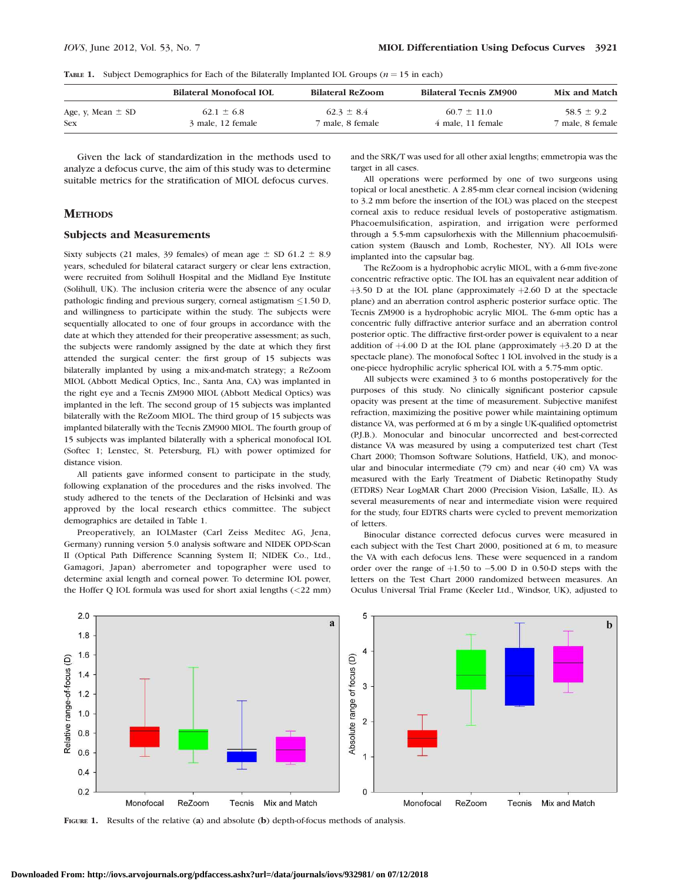**Table 1.** Subject Demographics for Each of the Bilaterally Implanted IOL Groups ($n = 15$ in each)

| | Bilateral Monofocal IOL | Bilateral ReZoom | Bilateral Tecnis ZM900 | Mix and Match |
|---|---|---|---|---|
| Age, y, Mean ± SD | 62.1 ± 6.8 | 62.3 ± 8.4 | 60.7 ± 11.0 | 58.5 ± 9.2 |
| Sex | 3 male, 12 female | 7 male, 8 female | 4 male, 11 female | 7 male, 8 female |

Given the lack of standardization in the methods used to analyze a defocus curve, the aim of this study was to determine suitable metrics for the stratification of MIOL defocus curves.

## Methods

### Subjects and Measurements

Sixty subjects (21 males, 39 females) of mean age ± SD 61.2 ± 8.9 years, scheduled for bilateral cataract surgery or clear lens extraction, were recruited from Solihull Hospital and the Midland Eye Institute (Solihull, UK). The inclusion criteria were the absence of any ocular pathologic finding and previous surgery, corneal astigmatism ≤1.50 D, and willingness to participate within the study. The subjects were sequentially allocated to one of four groups in accordance with the date at which they attended for their preoperative assessment; as such, the subjects were randomly assigned by the date at which they first attended the surgical center: the first group of 15 subjects was bilaterally implanted by using a mix-and-match strategy; a ReZoom MIOL (Abbott Medical Optics, Inc., Santa Ana, CA) was implanted in the right eye and a Tecnis ZM900 MIOL (Abbott Medical Optics) was implanted in the left. The second group of 15 subjects was implanted bilaterally with the ReZoom MIOL. The third group of 15 subjects was implanted bilaterally with the Tecnis ZM900 MIOL. The fourth group of 15 subjects was implanted bilaterally with a spherical monofocal IOL (Softec 1; Lenstec, St. Petersburg, FL) with power optimized for distance vision.

All patients gave informed consent to participate in the study, following explanation of the procedures and the risks involved. The study adhered to the tenets of the Declaration of Helsinki and was approved by the local research ethics committee. The subject demographics are detailed in Table 1.

Preoperatively, an IOLMaster (Carl Zeiss Meditec AG, Jena, Germany) running version 5.0 analysis software and NIDEK OPD-Scan II (Optical Path Difference Scanning System II; NIDEK Co., Ltd., Gamagori, Japan) aberrometer and topographer were used to determine axial length and corneal power. To determine IOL power, the Hoffer Q IOL formula was used for short axial lengths (<22 mm) and the SRK/T was used for all other axial lengths; emmetropia was the target in all cases.

All operations were performed by one of two surgeons using topical or local anesthetic. A 2.85-mm clear corneal incision (widening to 3.2 mm before the insertion of the IOL) was placed on the steepest corneal axis to reduce residual levels of postoperative astigmatism. Phacoemulsification, aspiration, and irrigation were performed through a 5.5-mm capsulorhexis with the Millennium phacoemulsification system (Bausch and Lomb, Rochester, NY). All IOLs were implanted into the capsular bag.

The ReZoom is a hydrophobic acrylic MIOL, with a 6-mm five-zone concentric refractive optic. The IOL has an equivalent near addition of +3.50 D at the IOL plane (approximately +2.60 D at the spectacle plane) and an aberration control aspheric posterior surface optic. The Tecnis ZM900 is a hydrophobic acrylic MIOL. The 6-mm optic has a concentric fully diffractive anterior surface and an aberration control posterior optic. The diffractive first-order power is equivalent to a near addition of +4.00 D at the IOL plane (approximately +3.20 D at the spectacle plane). The monofocal Softec 1 IOL involved in the study is a one-piece hydrophilic acrylic spherical IOL with a 5.75-mm optic.

All subjects were examined 3 to 6 months postoperatively for the purposes of this study. No clinically significant posterior capsule opacity was present at the time of measurement. Subjective manifest refraction, maximizing the positive power while maintaining optimum distance VA, was performed at 6 m by a single UK-qualified optometrist (P.J.B.). Monocular and binocular uncorrected and best-corrected distance VA was measured by using a computerized test chart (Test Chart 2000; Thomson Software Solutions, Hatfield, UK), and monocular and binocular intermediate (79 cm) and near (40 cm) VA was measured with the Early Treatment of Diabetic Retinopathy Study (ETDRS) Near LogMAR Chart 2000 (Precision Vision, LaSalle, IL). As several measurements of near and intermediate vision were required for the study, four EDTRS charts were cycled to prevent memorization of letters.

Binocular distance corrected defocus curves were measured in each subject with the Test Chart 2000, positioned at 6 m, to measure the VA with each defocus lens. These were sequenced in a random order over the range of +1.50 to −5.00 D in 0.50-D steps with the letters on the Test Chart 2000 randomized between measures. An Oculus Universal Trial Frame (Keeler Ltd., Windsor, UK), adjusted to

**Figure 1.** Results of the relative (**a**) and absolute (**b**) depth-of-focus methods of analysis.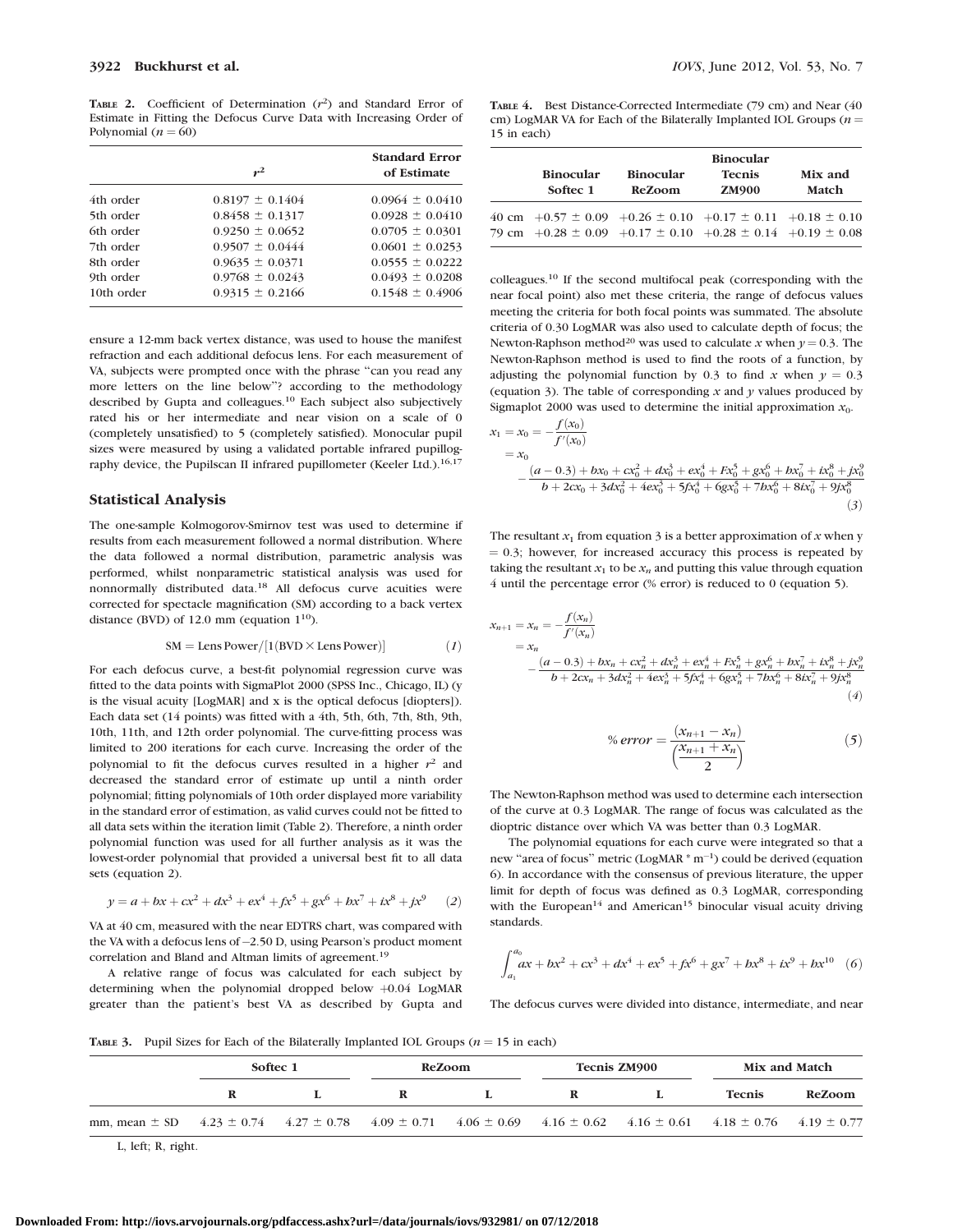**Table 2.** Coefficient of Determination ($r^2$) and Standard Error of Estimate in Fitting the Defocus Curve Data with Increasing Order of Polynomial ($n = 60$)

| | $r^2$ | Standard Error of Estimate |
|---|---|---|
| 4th order | 0.8197 ± 0.1404 | 0.0964 ± 0.0410 |
| 5th order | 0.8458 ± 0.1317 | 0.0928 ± 0.0410 |
| 6th order | 0.9250 ± 0.0652 | 0.0705 ± 0.0301 |
| 7th order | 0.9507 ± 0.0444 | 0.0601 ± 0.0253 |
| 8th order | 0.9635 ± 0.0371 | 0.0555 ± 0.0222 |
| 9th order | 0.9768 ± 0.0243 | 0.0493 ± 0.0208 |
| 10th order | 0.9315 ± 0.2166 | 0.1548 ± 0.4906 |

ensure a 12-mm back vertex distance, was used to house the manifest refraction and each additional defocus lens. For each measurement of VA, subjects were prompted once with the phrase "can you read any more letters on the line below"? according to the methodology described by Gupta and colleagues.[10] Each subject also subjectively rated his or her intermediate and near vision on a scale of 0 (completely unsatisfied) to 5 (completely satisfied). Monocular pupil sizes were measured by using a validated portable infrared pupillography device, the Pupilscan II infrared pupillometer (Keeler Ltd.).[16,17]

## Statistical Analysis

The one-sample Kolmogorov-Smirnov test was used to determine if results from each measurement followed a normal distribution. Where the data followed a normal distribution, parametric analysis was performed, whilst nonparametric statistical analysis was used for nonnormally distributed data.[18] All defocus curve acuities were corrected for spectacle magnification (SM) according to a back vertex distance (BVD) of 12.0 mm (equation 1[10]).

$$\text{SM} = \text{Lens Power}/[1(\text{BVD} \times \text{Lens Power})] \qquad (1)$$

For each defocus curve, a best-fit polynomial regression curve was fitted to the data points with SigmaPlot 2000 (SPSS Inc., Chicago, IL) (y is the visual acuity [LogMAR] and x is the optical defocus [diopters]). Each data set (14 points) was fitted with a 4th, 5th, 6th, 7th, 8th, 9th, 10th, 11th, and 12th order polynomial. The curve-fitting process was limited to 200 iterations for each curve. Increasing the order of the polynomial to fit the defocus curves resulted in a higher $r^2$ and decreased the standard error of estimate up until a ninth order polynomial; fitting polynomials of 10th order displayed more variability in the standard error of estimation, as valid curves could not be fitted to all data sets within the iteration limit (Table 2). Therefore, a ninth order polynomial function was used for all further analysis as it was the lowest-order polynomial that provided a universal best fit to all data sets (equation 2).

$$y = a + bx + cx^2 + dx^3 + ex^4 + fx^5 + gx^6 + hx^7 + ix^8 + jx^9 \qquad (2)$$

VA at 40 cm, measured with the near EDTRS chart, was compared with the VA with a defocus lens of −2.50 D, using Pearson's product moment correlation and Bland and Altman limits of agreement.[19]

A relative range of focus was calculated for each subject by determining when the polynomial dropped below +0.04 LogMAR greater than the patient's best VA as described by Gupta and colleagues.[10] If the second multifocal peak (corresponding with the near focal point) also met these criteria, the range of defocus values meeting the criteria for both focal points was summated. The absolute criteria of 0.30 LogMAR was also used to calculate depth of focus; the Newton-Raphson method[20] was used to calculate $x$ when $y = 0.3$. The Newton-Raphson method is used to find the roots of a function, by adjusting the polynomial function by 0.3 to find $x$ when $y = 0.3$ (equation 3). The table of corresponding $x$ and $y$ values produced by Sigmaplot 2000 was used to determine the initial approximation $x_0$.

$$\begin{aligned} x_1 = x_0 &= -\frac{f(x_0)}{f'(x_0)} \\ &= x_0 - \frac{(a-0.3) + bx_0 + cx_0^2 + dx_0^3 + ex_0^4 + Fx_0^5 + gx_0^6 + hx_0^7 + ix_0^8 + jx_0^9}{b + 2cx_0 + 3dx_0^2 + 4ex_0^3 + 5fx_0^4 + 6gx_0^5 + 7hx_0^6 + 8ix_0^7 + 9jx_0^8} \end{aligned} \qquad (3)$$

The resultant $x_1$ from equation 3 is a better approximation of $x$ when $y = 0.3$; however, for increased accuracy this process is repeated by taking the resultant $x_1$ to be $x_n$ and putting this value through equation 4 until the percentage error (% error) is reduced to 0 (equation 5).

$$\begin{aligned} x_{n+1} = x_n &= -\frac{f(x_n)}{f'(x_n)} \\ &= x_n - \frac{(a-0.3) + bx_n + cx_n^2 + dx_n^3 + ex_n^4 + Fx_n^5 + gx_n^6 + hx_n^7 + ix_n^8 + jx_n^9}{b + 2cx_n + 3dx_n^2 + 4ex_n^3 + 5fx_n^4 + 6gx_n^5 + 7hx_n^6 + 8ix_n^7 + 9jx_n^8} \end{aligned} \qquad (4)$$

$$\%\,error = \frac{(x_{n+1} - x_n)}{\left(\frac{x_{n+1} + x_n}{2}\right)} \qquad (5)$$

The Newton-Raphson method was used to determine each intersection of the curve at 0.3 LogMAR. The range of focus was calculated as the dioptric distance over which VA was better than 0.3 LogMAR.

The polynomial equations for each curve were integrated so that a new "area of focus" metric (LogMAR * m$^{-1}$) could be derived (equation 6). In accordance with the consensus of previous literature, the upper limit for depth of focus was defined as 0.3 LogMAR, corresponding with the European[14] and American[15] binocular visual acuity driving standards.

$$\int_{a_1}^{a_0} ax + bx^2 + cx^3 + dx^4 + ex^5 + fx^6 + gx^7 + hx^8 + ix^9 + hx^{10} \qquad (6)$$

The defocus curves were divided into distance, intermediate, and near

**Table 4.** Best Distance-Corrected Intermediate (79 cm) and Near (40 cm) LogMAR VA for Each of the Bilaterally Implanted IOL Groups ($n$ = 15 in each)

| | Binocular Softec 1 | Binocular ReZoom | Binocular Tecnis ZM900 | Mix and Match |
|---|---|---|---|---|
| 40 cm | +0.57 ± 0.09 | +0.26 ± 0.10 | +0.17 ± 0.11 | +0.18 ± 0.10 |
| 79 cm | +0.28 ± 0.09 | +0.17 ± 0.10 | +0.28 ± 0.14 | +0.19 ± 0.08 |

**Table 3.** Pupil Sizes for Each of the Bilaterally Implanted IOL Groups ($n$ = 15 in each)

| | Softec 1 | | ReZoom | | Tecnis ZM900 | | Mix and Match | |
|---|---|---|---|---|---|---|---|---|
| | R | L | R | L | R | L | Tecnis | ReZoom |
| mm, mean ± SD | 4.23 ± 0.74 | 4.27 ± 0.78 | 4.09 ± 0.71 | 4.06 ± 0.69 | 4.16 ± 0.62 | 4.16 ± 0.61 | 4.18 ± 0.76 | 4.19 ± 0.77 |

L, left; R, right.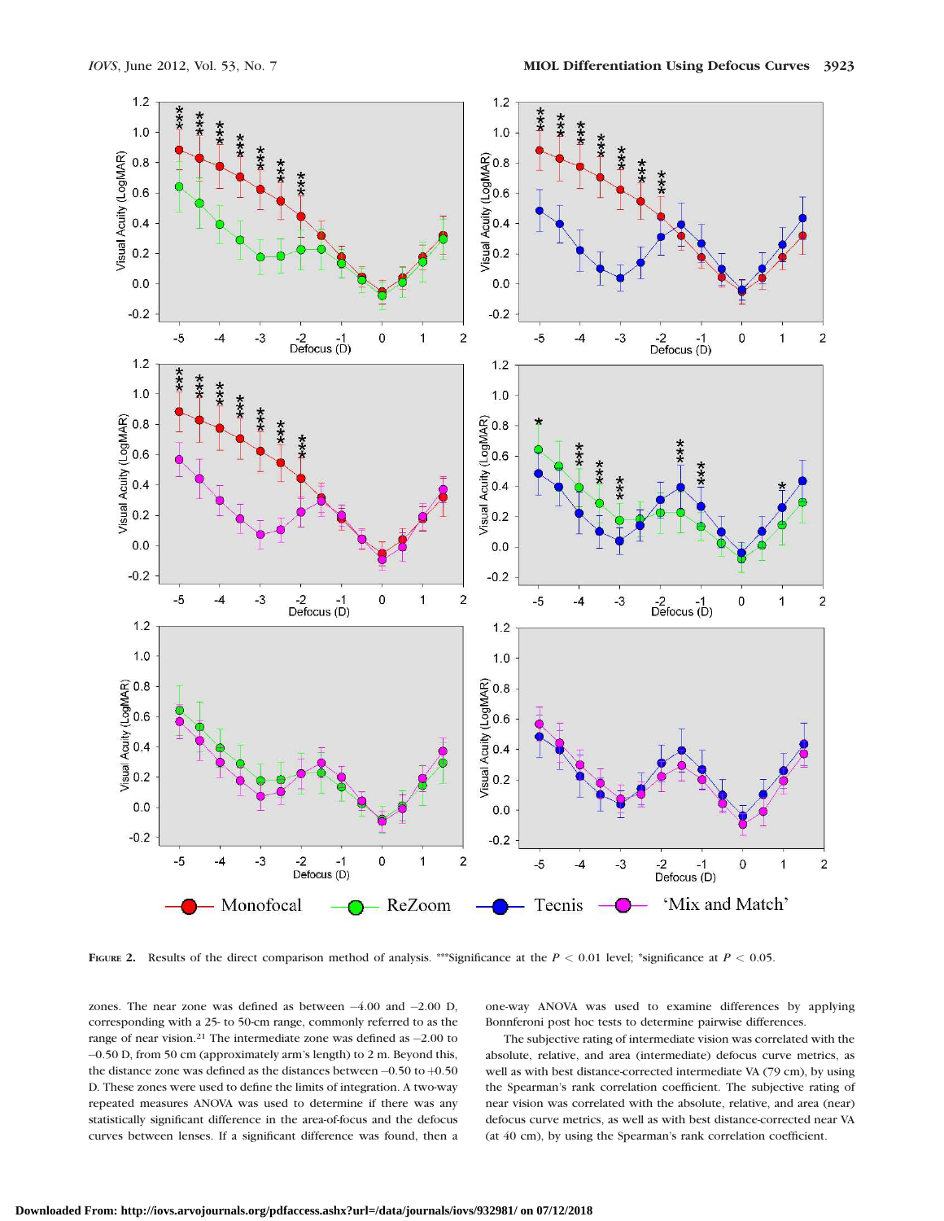FIGURE 2. Results of the direct comparison method of analysis. ***Significance at the $P < 0.01$ level; *significance at $P < 0.05$.

zones. The near zone was defined as between −4.00 and −2.00 D, corresponding with a 25- to 50-cm range, commonly referred to as the range of near vision.[21] The intermediate zone was defined as −2.00 to −0.50 D, from 50 cm (approximately arm's length) to 2 m. Beyond this, the distance zone was defined as the distances between −0.50 to +0.50 D. These zones were used to define the limits of integration. A two-way repeated measures ANOVA was used to determine if there was any statistically significant difference in the area-of-focus and the defocus curves between lenses. If a significant difference was found, then a one-way ANOVA was used to examine differences by applying Bonnferoni post hoc tests to determine pairwise differences.

The subjective rating of intermediate vision was correlated with the absolute, relative, and area (intermediate) defocus curve metrics, as well as with best distance-corrected intermediate VA (79 cm), by using the Spearman's rank correlation coefficient. The subjective rating of near vision was correlated with the absolute, relative, and area (near) defocus curve metrics, as well as with best distance-corrected near VA (at 40 cm), by using the Spearman's rank correlation coefficient.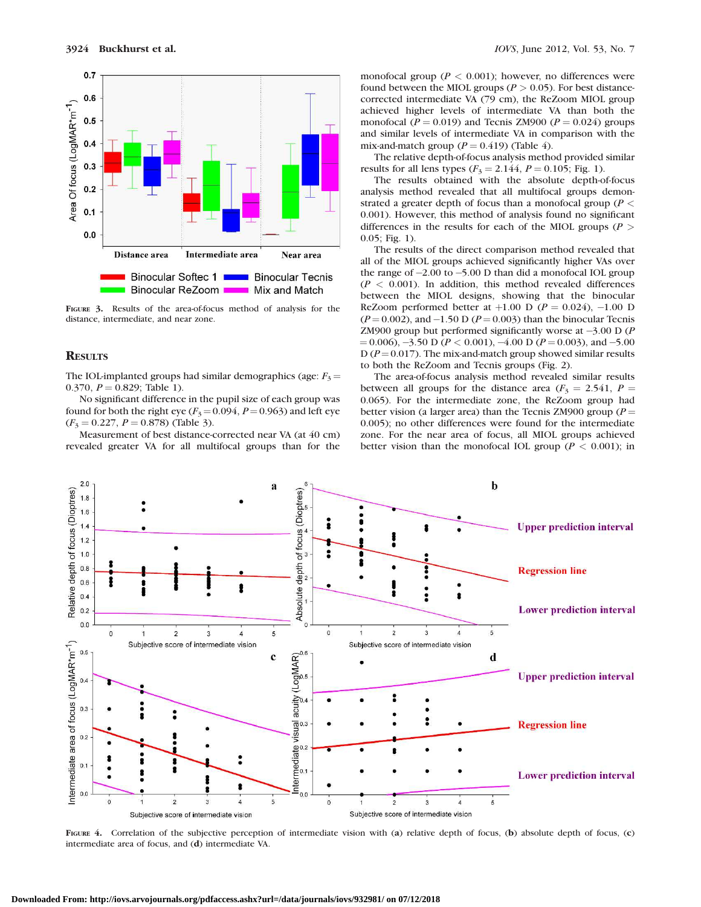FIGURE 3. Results of the area-of-focus method of analysis for the distance, intermediate, and near zone.

## RESULTS

The IOL-implanted groups had similar demographics (age: $F_3 = 0.370$, $P = 0.829$; Table 1).

No significant difference in the pupil size of each group was found for both the right eye ($F_3 = 0.094$, $P = 0.963$) and left eye ($F_3 = 0.227$, $P = 0.878$) (Table 3).

Measurement of best distance-corrected near VA (at 40 cm) revealed greater VA for all multifocal groups than for the monofocal group ($P < 0.001$); however, no differences were found between the MIOL groups ($P > 0.05$). For best distance-corrected intermediate VA (79 cm), the ReZoom MIOL group achieved higher levels of intermediate VA than both the monofocal ($P = 0.019$) and Tecnis ZM900 ($P = 0.024$) groups and similar levels of intermediate VA in comparison with the mix-and-match group ($P = 0.419$) (Table 4).

The relative depth-of-focus analysis method provided similar results for all lens types ($F_3 = 2.144$, $P = 0.105$; Fig. 1).

The results obtained with the absolute depth-of-focus analysis method revealed that all multifocal groups demonstrated a greater depth of focus than a monofocal group ($P < 0.001$). However, this method of analysis found no significant differences in the results for each of the MIOL groups ($P > 0.05$; Fig. 1).

The results of the direct comparison method revealed that all of the MIOL groups achieved significantly higher VAs over the range of −2.00 to −5.00 D than did a monofocal IOL group ($P < 0.001$). In addition, this method revealed differences between the MIOL designs, showing that the binocular ReZoom performed better at +1.00 D ($P = 0.024$), −1.00 D ($P = 0.002$), and −1.50 D ($P = 0.003$) than the binocular Tecnis ZM900 group but performed significantly worse at −3.00 D ($P = 0.006$), −3.50 D ($P < 0.001$), −4.00 D ($P = 0.003$), and −5.00 D ($P = 0.017$). The mix-and-match group showed similar results to both the ReZoom and Tecnis groups (Fig. 2).

The area-of-focus analysis method revealed similar results between all groups for the distance area ($F_3 = 2.541$, $P = 0.065$). For the intermediate zone, the ReZoom group had better vision (a larger area) than the Tecnis ZM900 group ($P = 0.005$); no other differences were found for the intermediate zone. For the near area of focus, all MIOL groups achieved better vision than the monofocal IOL group ($P < 0.001$); in

FIGURE 4. Correlation of the subjective perception of intermediate vision with (**a**) relative depth of focus, (**b**) absolute depth of focus, (**c**) intermediate area of focus, and (**d**) intermediate VA.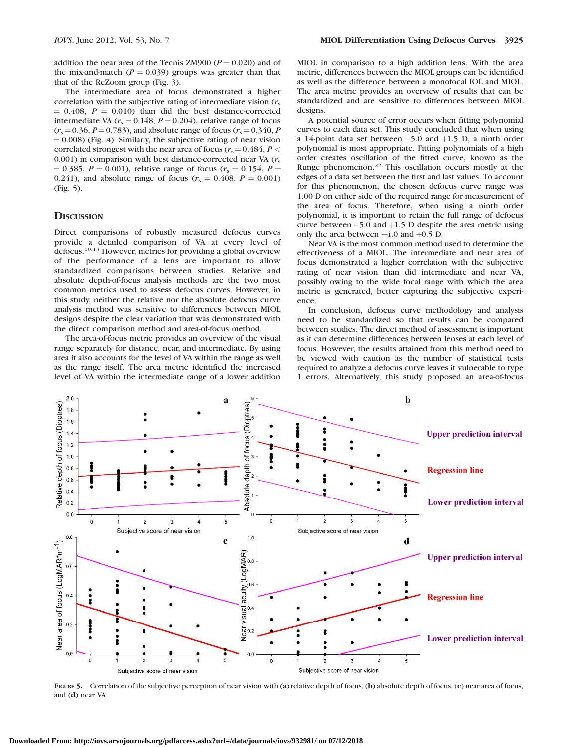addition the near area of the Tecnis ZM900 ($P = 0.020$) and of the mix-and-match ($P = 0.039$) groups was greater than that of the ReZoom group (Fig. 3).

The intermediate area of focus demonstrated a higher correlation with the subjective rating of intermediate vision ($r_s = 0.408$, $P = 0.010$) than did the best distance-corrected intermediate VA ($r_s = 0.148$, $P = 0.204$), relative range of focus ($r_s = 0.36$, $P = 0.783$), and absolute range of focus ($r_s = 0.340$, $P = 0.008$) (Fig. 4). Similarly, the subjective rating of near vision correlated strongest with the near area of focus ($r_s = 0.484$, $P < 0.001$) in comparison with best distance-corrected near VA ($r_s = 0.385$, $P = 0.001$), relative range of focus ($r_s = 0.154$, $P = 0.241$), and absolute range of focus ($r_s = 0.408$, $P = 0.001$) (Fig. 5).

## Discussion

Direct comparisons of robustly measured defocus curves provide a detailed comparison of VA at every level of defocus.[10,13] However, metrics for providing a global overview of the performance of a lens are important to allow standardized comparisons between studies. Relative and absolute depth-of-focus analysis methods are the two most common metrics used to assess defocus curves. However, in this study, neither the relative nor the absolute defocus curve analysis method was sensitive to differences between MIOL designs despite the clear variation that was demonstrated with the direct comparison method and area-of-focus method.

The area-of-focus metric provides an overview of the visual range separately for distance, near, and intermediate. By using area it also accounts for the level of VA within the range as well as the range itself. The area metric identified the increased level of VA within the intermediate range of a lower addition MIOL in comparison to a high addition lens. With the area metric, differences between the MIOL groups can be identified as well as the difference between a monofocal IOL and MIOL. The area metric provides an overview of results that can be standardized and are sensitive to differences between MIOL designs.

A potential source of error occurs when fitting polynomial curves to each data set. This study concluded that when using a 14-point data set between −5.0 and +1.5 D, a ninth order polynomial is most appropriate. Fitting polynomials of a high order creates oscillation of the fitted curve, known as the Runge phenomenon.[22] This oscillation occurs mostly at the edges of a data set between the first and last values. To account for this phenomenon, the chosen defocus curve range was 1.00 D on either side of the required range for measurement of the area of focus. Therefore, when using a ninth order polynomial, it is important to retain the full range of defocus curve between −5.0 and +1.5 D despite the area metric using only the area between −4.0 and +0.5 D.

Near VA is the most common method used to determine the effectiveness of a MIOL. The intermediate and near area of focus demonstrated a higher correlation with the subjective rating of near vision than did intermediate and near VA, possibly owing to the wide focal range with which the area metric is generated, better capturing the subjective experience.

In conclusion, defocus curve methodology and analysis need to be standardized so that results can be compared between studies. The direct method of assessment is important as it can determine differences between lenses at each level of focus. However, the results attained from this method need to be viewed with caution as the number of statistical tests required to analyze a defocus curve leaves it vulnerable to type 1 errors. Alternatively, this study proposed an area-of-focus

**Figure 5.** Correlation of the subjective perception of near vision with (**a**) relative depth of focus, (**b**) absolute depth of focus, (**c**) near area of focus, and (**d**) near VA.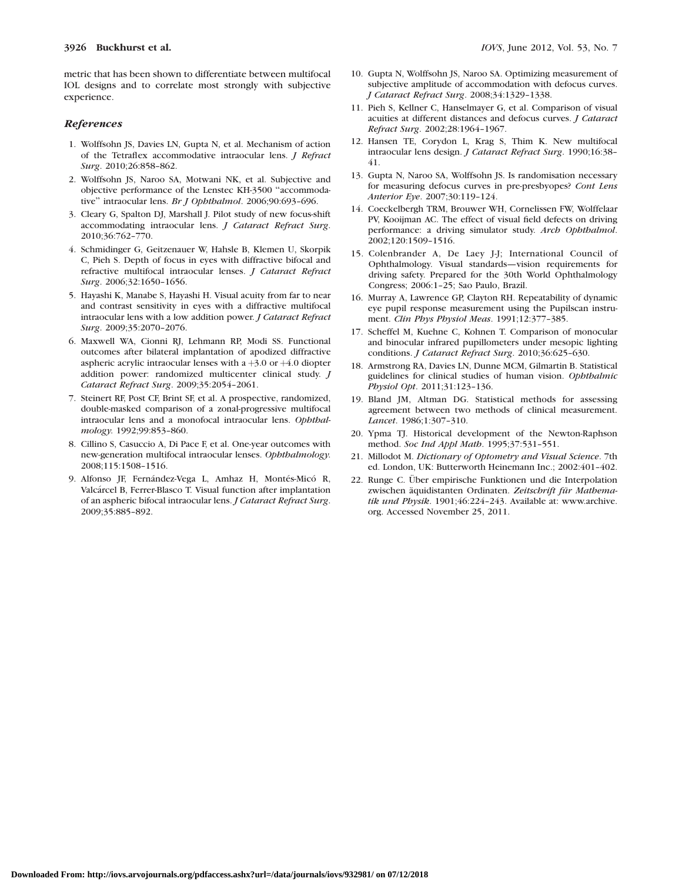metric that has been shown to differentiate between multifocal IOL designs and to correlate most strongly with subjective experience.

### *References*

1. Wolffsohn JS, Davies LN, Gupta N, et al. Mechanism of action of the Tetraflex accommodative intraocular lens. *J Refract Surg*. 2010;26:858–862.
2. Wolffsohn JS, Naroo SA, Motwani NK, et al. Subjective and objective performance of the Lenstec KH-3500 "accommodative" intraocular lens. *Br J Ophthalmol*. 2006;90:693–696.
3. Cleary G, Spalton DJ, Marshall J. Pilot study of new focus-shift accommodating intraocular lens. *J Cataract Refract Surg*. 2010;36:762–770.
4. Schmidinger G, Geitzenauer W, Hahsle B, Klemen U, Skorpik C, Pieh S. Depth of focus in eyes with diffractive bifocal and refractive multifocal intraocular lenses. *J Cataract Refract Surg*. 2006;32:1650–1656.
5. Hayashi K, Manabe S, Hayashi H. Visual acuity from far to near and contrast sensitivity in eyes with a diffractive multifocal intraocular lens with a low addition power. *J Cataract Refract Surg*. 2009;35:2070–2076.
6. Maxwell WA, Cionni RJ, Lehmann RP, Modi SS. Functional outcomes after bilateral implantation of apodized diffractive aspheric acrylic intraocular lenses with a +3.0 or +4.0 diopter addition power: randomized multicenter clinical study. *J Cataract Refract Surg*. 2009;35:2054–2061.
7. Steinert RF, Post CF, Brint SF, et al. A prospective, randomized, double-masked comparison of a zonal-progressive multifocal intraocular lens and a monofocal intraocular lens. *Ophthalmology.* 1992;99:853–860.
8. Cillino S, Casuccio A, Di Pace F, et al. One-year outcomes with new-generation multifocal intraocular lenses. *Ophthalmology.* 2008;115:1508–1516.
9. Alfonso JF, Fernández-Vega L, Amhaz H, Montés-Micó R, Valcárcel B, Ferrer-Blasco T. Visual function after implantation of an aspheric bifocal intraocular lens. *J Cataract Refract Surg*. 2009;35:885–892.
10. Gupta N, Wolffsohn JS, Naroo SA. Optimizing measurement of subjective amplitude of accommodation with defocus curves. *J Cataract Refract Surg*. 2008;34:1329–1338.
11. Pieh S, Kellner C, Hanselmayer G, et al. Comparison of visual acuities at different distances and defocus curves. *J Cataract Refract Surg*. 2002;28:1964–1967.
12. Hansen TE, Corydon L, Krag S, Thim K. New multifocal intraocular lens design. *J Cataract Refract Surg*. 1990;16:38–41.
13. Gupta N, Naroo SA, Wolffsohn JS. Is randomisation necessary for measuring defocus curves in pre-presbyopes? *Cont Lens Anterior Eye*. 2007;30:119–124.
14. Coeckelbergh TRM, Brouwer WH, Cornelissen FW, Wolffelaar PV, Kooijman AC. The effect of visual field defects on driving performance: a driving simulator study. *Arch Ophthalmol*. 2002;120:1509–1516.
15. Colenbrander A, De Laey J-J; International Council of Ophthalmology. Visual standards—vision requirements for driving safety. Prepared for the 30th World Ophthalmology Congress; 2006:1–25; Sao Paulo, Brazil.
16. Murray A, Lawrence GP, Clayton RH. Repeatability of dynamic eye pupil response measurement using the Pupilscan instrument. *Clin Phys Physiol Meas*. 1991;12:377–385.
17. Scheffel M, Kuehne C, Kohnen T. Comparison of monocular and binocular infrared pupillometers under mesopic lighting conditions. *J Cataract Refract Surg*. 2010;36:625–630.
18. Armstrong RA, Davies LN, Dunne MCM, Gilmartin B. Statistical guidelines for clinical studies of human vision. *Ophthalmic Physiol Opt*. 2011;31:123–136.
19. Bland JM, Altman DG. Statistical methods for assessing agreement between two methods of clinical measurement. *Lancet*. 1986;1:307–310.
20. Ypma TJ. Historical development of the Newton-Raphson method. *Soc Ind Appl Math*. 1995;37:531–551.
21. Millodot M. *Dictionary of Optometry and Visual Science*. 7th ed. London, UK: Butterworth Heinemann Inc.; 2002:401–402.
22. Runge C. Über empirische Funktionen und die Interpolation zwischen äquidistanten Ordinaten. *Zeitschrift für Mathematik und Physik*. 1901;46:224–243. Available at: www.archive.org. Accessed November 25, 2011.